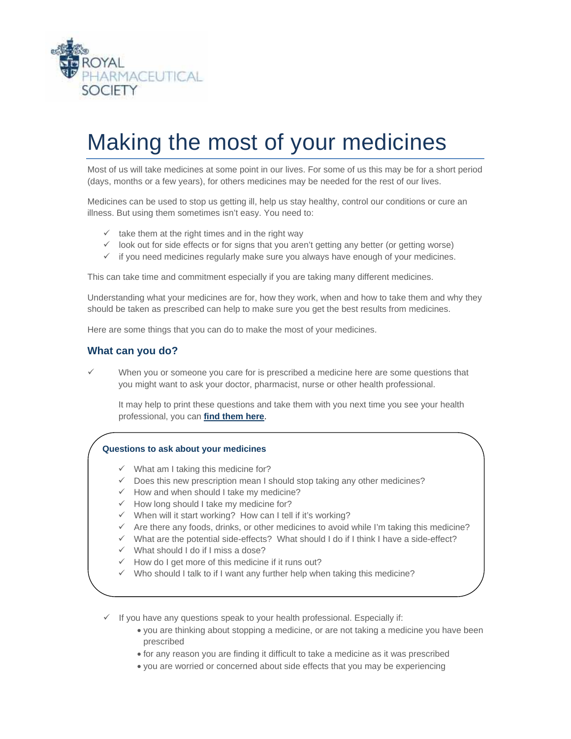# Making the most of your medicines

Most of us will take medicines at some point in our lives. For some of us this may be for a short period (days, months or a few years), for others medicines may be needed for the rest of our lives.

Medicines can be used to stop us getting ill, help us stay healthy, control our conditions or cure an illness. But using them sometimes isn't easy. You need to:

- ✓ take them at the right times and in the right way
- ✓ look out for side effects or for signs that you aren't getting any better (or getting worse)
- ✓ if you need medicines regularly make sure you always have enough of your medicines.

This can take time and commitment especially if you are taking many different medicines.

Understanding what your medicines are for, how they work, when and how to take them and why they should be taken as prescribed can help to make sure you get the best results from medicines.

Here are some things that you can do to make the most of your medicines.

## What can you do?

- ✓ When you or someone you care for is prescribed a medicine here are some questions that you might want to ask your doctor, pharmacist, nurse or other health professional.

  It may help to print these questions and take them with you next time you see your health professional, you can **find them here**.

**Questions to ask about your medicines**

- ✓ What am I taking this medicine for?
- ✓ Does this new prescription mean I should stop taking any other medicines?
- ✓ How and when should I take my medicine?
- ✓ How long should I take my medicine for?
- ✓ When will it start working? How can I tell if it's working?
- ✓ Are there any foods, drinks, or other medicines to avoid while I'm taking this medicine?
- ✓ What are the potential side-effects? What should I do if I think I have a side-effect?
- ✓ What should I do if I miss a dose?
- ✓ How do I get more of this medicine if it runs out?
- ✓ Who should I talk to if I want any further help when taking this medicine?

- ✓ If you have any questions speak to your health professional. Especially if:
  - you are thinking about stopping a medicine, or are not taking a medicine you have been prescribed
  - for any reason you are finding it difficult to take a medicine as it was prescribed
  - you are worried or concerned about side effects that you may be experiencing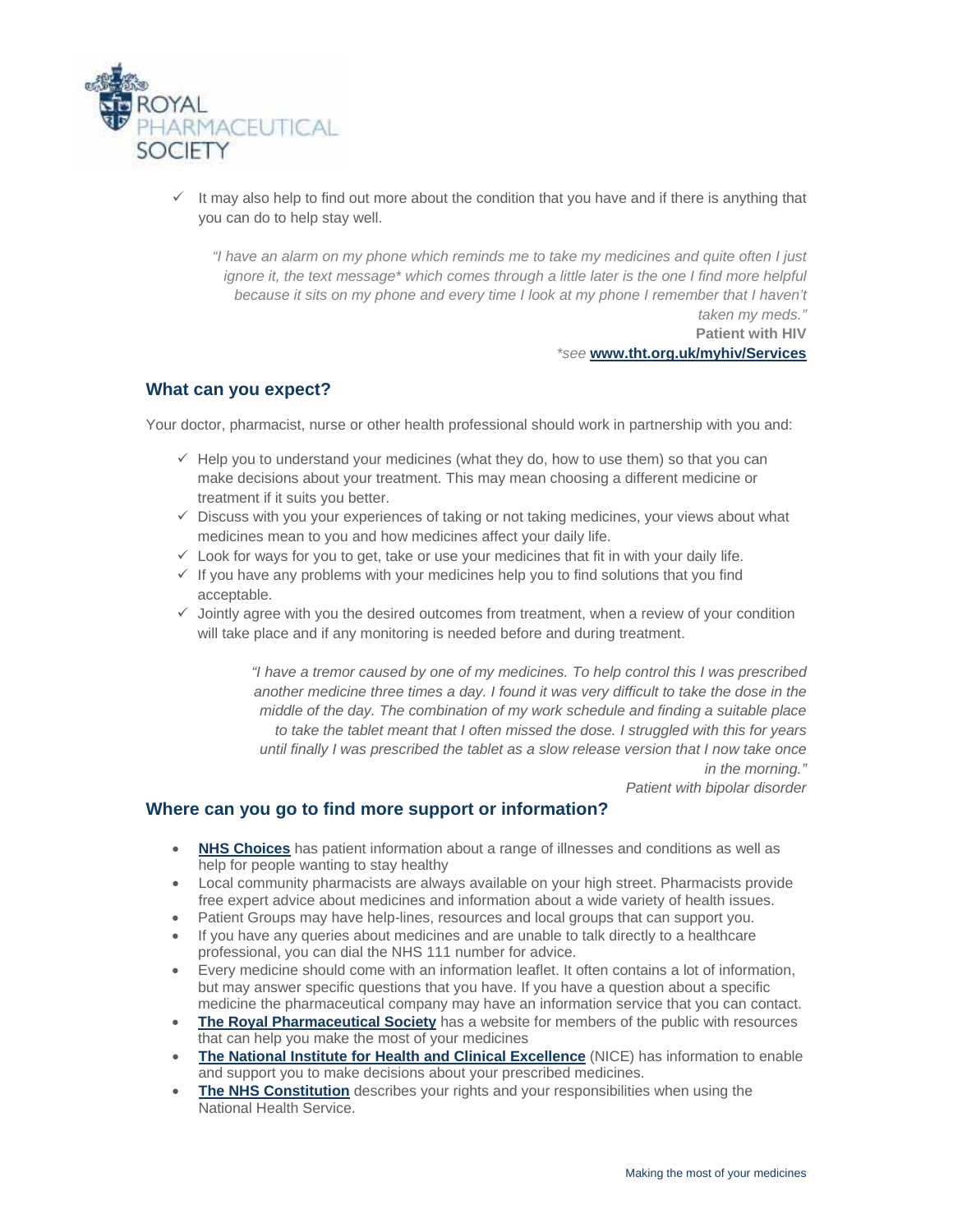- ✓ It may also help to find out more about the condition that you have and if there is anything that you can do to help stay well.

> *"I have an alarm on my phone which reminds me to take my medicines and quite often I just ignore it, the text message\* which comes through a little later is the one I find more helpful because it sits on my phone and every time I look at my phone I remember that I haven't taken my meds."*
>
> **Patient with HIV**
>
> *\*see* **www.tht.org.uk/myhiv/Services**

## What can you expect?

Your doctor, pharmacist, nurse or other health professional should work in partnership with you and:

- ✓ Help you to understand your medicines (what they do, how to use them) so that you can make decisions about your treatment. This may mean choosing a different medicine or treatment if it suits you better.
- ✓ Discuss with you your experiences of taking or not taking medicines, your views about what medicines mean to you and how medicines affect your daily life.
- ✓ Look for ways for you to get, take or use your medicines that fit in with your daily life.
- ✓ If you have any problems with your medicines help you to find solutions that you find acceptable.
- ✓ Jointly agree with you the desired outcomes from treatment, when a review of your condition will take place and if any monitoring is needed before and during treatment.

> *"I have a tremor caused by one of my medicines. To help control this I was prescribed another medicine three times a day. I found it was very difficult to take the dose in the middle of the day. The combination of my work schedule and finding a suitable place to take the tablet meant that I often missed the dose. I struggled with this for years until finally I was prescribed the tablet as a slow release version that I now take once in the morning."*
>
> *Patient with bipolar disorder*

## Where can you go to find more support or information?

- **NHS Choices** has patient information about a range of illnesses and conditions as well as help for people wanting to stay healthy
- Local community pharmacists are always available on your high street. Pharmacists provide free expert advice about medicines and information about a wide variety of health issues.
- Patient Groups may have help-lines, resources and local groups that can support you.
- If you have any queries about medicines and are unable to talk directly to a healthcare professional, you can dial the NHS 111 number for advice.
- Every medicine should come with an information leaflet. It often contains a lot of information, but may answer specific questions that you have. If you have a question about a specific medicine the pharmaceutical company may have an information service that you can contact.
- **The Royal Pharmaceutical Society** has a website for members of the public with resources that can help you make the most of your medicines
- **The National Institute for Health and Clinical Excellence** (NICE) has information to enable and support you to make decisions about your prescribed medicines.
- **The NHS Constitution** describes your rights and your responsibilities when using the National Health Service.